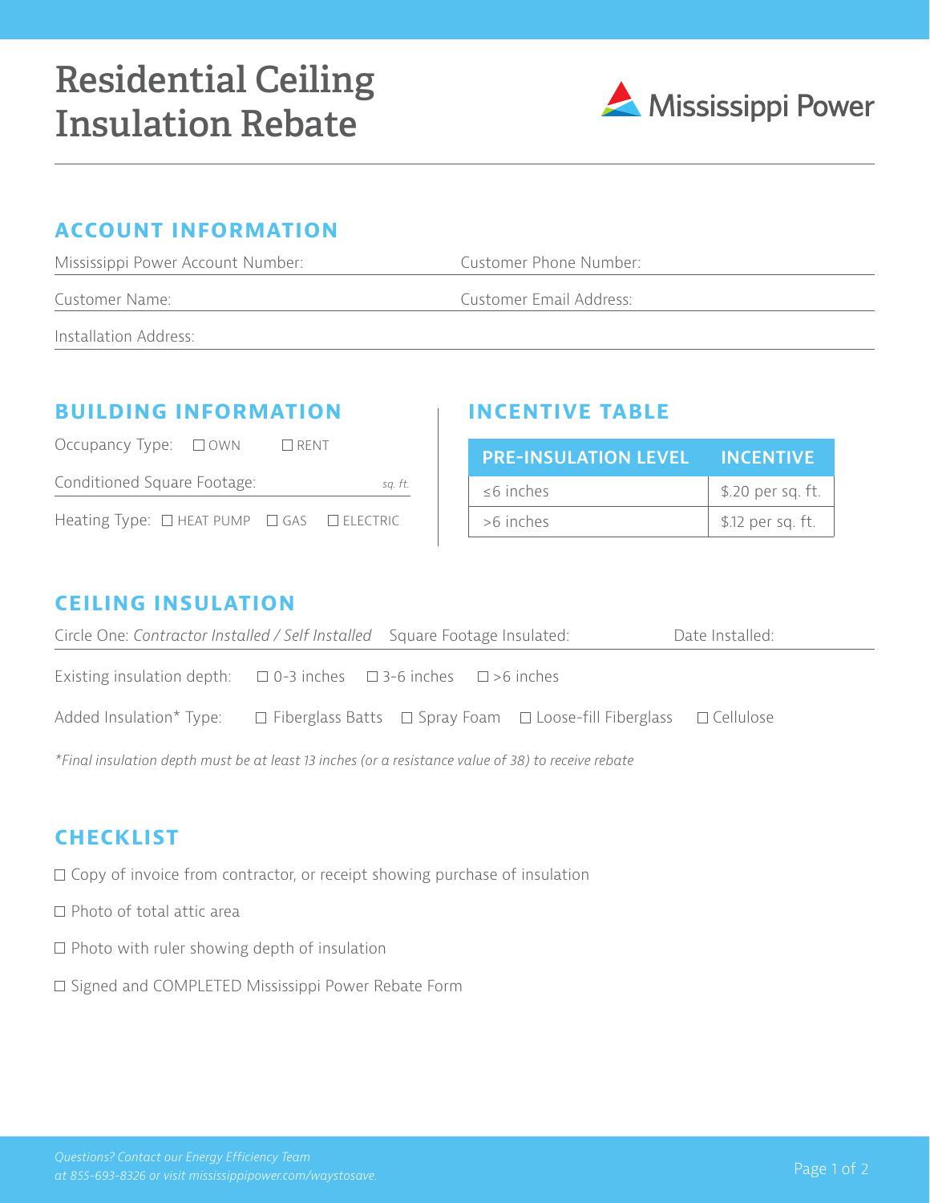# Residential Ceiling Insulation Rebate

Mississippi Power

## ACCOUNT INFORMATION

Mississippi Power Account Number:

Customer Phone Number:

Customer Name:

Customer Email Address:

Installation Address:

## BUILDING INFORMATION

Occupancy Type: ☐ OWN ☐ RENT

Conditioned Square Footage: *sq. ft.*

Heating Type: ☐ HEAT PUMP ☐ GAS ☐ ELECTRIC

## INCENTIVE TABLE

| PRE-INSULATION LEVEL | INCENTIVE |
|---|---|
| ≤6 inches | $.20 per sq. ft. |
| >6 inches | $.12 per sq. ft. |

## CEILING INSULATION

Circle One: *Contractor Installed / Self Installed* Square Footage Insulated: Date Installed:

Existing insulation depth: ☐ 0-3 inches ☐ 3-6 inches ☐ >6 inches

Added Insulation* Type: ☐ Fiberglass Batts ☐ Spray Foam ☐ Loose-fill Fiberglass ☐ Cellulose

*\*Final insulation depth must be at least 13 inches (or a resistance value of 38) to receive rebate*

## CHECKLIST

☐ Copy of invoice from contractor, or receipt showing purchase of insulation

☐ Photo of total attic area

☐ Photo with ruler showing depth of insulation

☐ Signed and COMPLETED Mississippi Power Rebate Form

*Questions? Contact our Energy Efficiency Team at 855-693-8326 or visit mississippipower.com/waystosave.*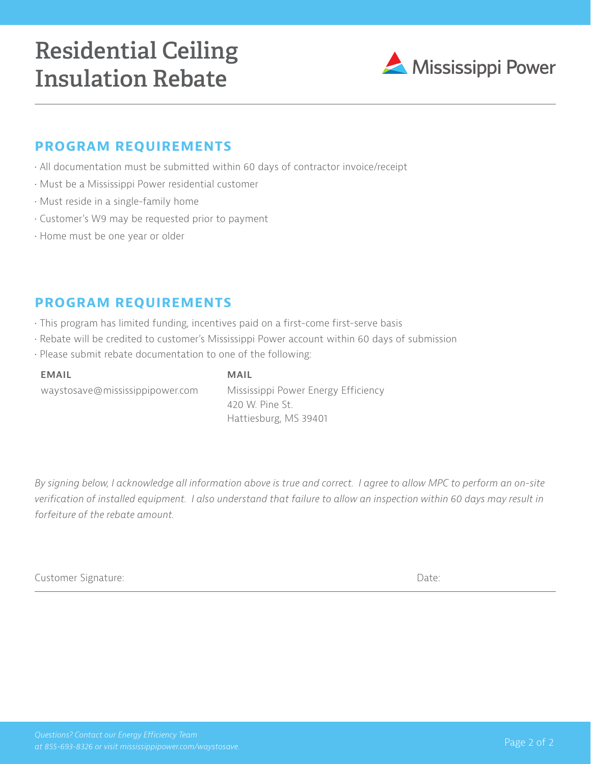# Residential Ceiling Insulation Rebate

Mississippi Power

## PROGRAM REQUIREMENTS

- All documentation must be submitted within 60 days of contractor invoice/receipt
- Must be a Mississippi Power residential customer
- Must reside in a single-family home
- Customer's W9 may be requested prior to payment
- Home must be one year or older

## PROGRAM REQUIREMENTS

- This program has limited funding, incentives paid on a first-come first-serve basis
- Rebate will be credited to customer's Mississippi Power account within 60 days of submission
- Please submit rebate documentation to one of the following:

**EMAIL**

waystosave@mississippipower.com

**MAIL**

Mississippi Power Energy Efficiency
420 W. Pine St.
Hattiesburg, MS 39401

*By signing below, I acknowledge all information above is true and correct. I agree to allow MPC to perform an on-site verification of installed equipment. I also understand that failure to allow an inspection within 60 days may result in forfeiture of the rebate amount.*

Customer Signature: Date:

*Questions? Contact our Energy Efficiency Team at 855-693-8326 or visit mississippipower.com/waystosave.*